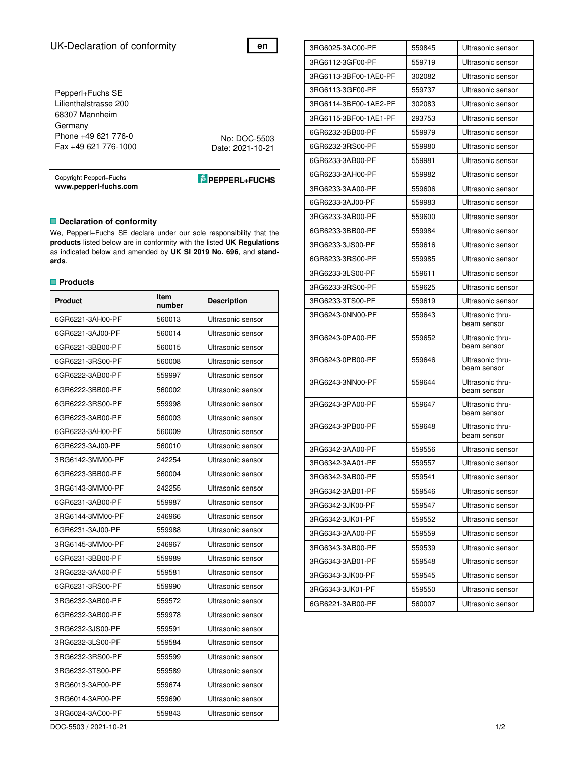# UK-Declaration of conformity

**en**

Pepperl+Fuchs SE
Lilienthalstrasse 200
68307 Mannheim
Germany
Phone +49 621 776-0
Fax +49 621 776-1000

No: DOC-5503
Date: 2021-10-21

Copyright Pepperl+Fuchs
**www.pepperl-fuchs.com**

PEPPERL+FUCHS

## Declaration of conformity

We, Pepperl+Fuchs SE declare under our sole responsibility that the **products** listed below are in conformity with the listed **UK Regulations** as indicated below and amended by **UK SI 2019 No. 696**, and **standards**.

## Products

| Product | Item number | Description |
|---|---|---|
| 6GR6221-3AH00-PF | 560013 | Ultrasonic sensor |
| 6GR6221-3AJ00-PF | 560014 | Ultrasonic sensor |
| 6GR6221-3BB00-PF | 560015 | Ultrasonic sensor |
| 6GR6221-3RS00-PF | 560008 | Ultrasonic sensor |
| 6GR6222-3AB00-PF | 559997 | Ultrasonic sensor |
| 6GR6222-3BB00-PF | 560002 | Ultrasonic sensor |
| 6GR6222-3RS00-PF | 559998 | Ultrasonic sensor |
| 6GR6223-3AB00-PF | 560003 | Ultrasonic sensor |
| 6GR6223-3AH00-PF | 560009 | Ultrasonic sensor |
| 6GR6223-3AJ00-PF | 560010 | Ultrasonic sensor |
| 3RG6142-3MM00-PF | 242254 | Ultrasonic sensor |
| 6GR6223-3BB00-PF | 560004 | Ultrasonic sensor |
| 3RG6143-3MM00-PF | 242255 | Ultrasonic sensor |
| 6GR6231-3AB00-PF | 559987 | Ultrasonic sensor |
| 3RG6144-3MM00-PF | 246966 | Ultrasonic sensor |
| 6GR6231-3AJ00-PF | 559988 | Ultrasonic sensor |
| 3RG6145-3MM00-PF | 246967 | Ultrasonic sensor |
| 6GR6231-3BB00-PF | 559989 | Ultrasonic sensor |
| 3RG6232-3AA00-PF | 559581 | Ultrasonic sensor |
| 6GR6231-3RS00-PF | 559990 | Ultrasonic sensor |
| 3RG6232-3AB00-PF | 559572 | Ultrasonic sensor |
| 6GR6232-3AB00-PF | 559978 | Ultrasonic sensor |
| 3RG6232-3JS00-PF | 559591 | Ultrasonic sensor |
| 3RG6232-3LS00-PF | 559584 | Ultrasonic sensor |
| 3RG6232-3RS00-PF | 559599 | Ultrasonic sensor |
| 3RG6232-3TS00-PF | 559589 | Ultrasonic sensor |
| 3RG6013-3AF00-PF | 559674 | Ultrasonic sensor |
| 3RG6014-3AF00-PF | 559690 | Ultrasonic sensor |
| 3RG6024-3AC00-PF | 559843 | Ultrasonic sensor |
| 3RG6025-3AC00-PF | 559845 | Ultrasonic sensor |
| 3RG6112-3GF00-PF | 559719 | Ultrasonic sensor |
| 3RG6113-3BF00-1AE0-PF | 302082 | Ultrasonic sensor |
| 3RG6113-3GF00-PF | 559737 | Ultrasonic sensor |
| 3RG6114-3BF00-1AE2-PF | 302083 | Ultrasonic sensor |
| 3RG6115-3BF00-1AE1-PF | 293753 | Ultrasonic sensor |
| 6GR6232-3BB00-PF | 559979 | Ultrasonic sensor |
| 6GR6232-3RS00-PF | 559980 | Ultrasonic sensor |
| 6GR6233-3AB00-PF | 559981 | Ultrasonic sensor |
| 6GR6233-3AH00-PF | 559982 | Ultrasonic sensor |
| 3RG6233-3AA00-PF | 559606 | Ultrasonic sensor |
| 6GR6233-3AJ00-PF | 559983 | Ultrasonic sensor |
| 3RG6233-3AB00-PF | 559600 | Ultrasonic sensor |
| 6GR6233-3BB00-PF | 559984 | Ultrasonic sensor |
| 3RG6233-3JS00-PF | 559616 | Ultrasonic sensor |
| 6GR6233-3RS00-PF | 559985 | Ultrasonic sensor |
| 3RG6233-3LS00-PF | 559611 | Ultrasonic sensor |
| 3RG6233-3RS00-PF | 559625 | Ultrasonic sensor |
| 3RG6233-3TS00-PF | 559619 | Ultrasonic sensor |
| 3RG6243-0NN00-PF | 559643 | Ultrasonic thru-beam sensor |
| 3RG6243-0PA00-PF | 559652 | Ultrasonic thru-beam sensor |
| 3RG6243-0PB00-PF | 559646 | Ultrasonic thru-beam sensor |
| 3RG6243-3NN00-PF | 559644 | Ultrasonic thru-beam sensor |
| 3RG6243-3PA00-PF | 559647 | Ultrasonic thru-beam sensor |
| 3RG6243-3PB00-PF | 559648 | Ultrasonic thru-beam sensor |
| 3RG6342-3AA00-PF | 559556 | Ultrasonic sensor |
| 3RG6342-3AA01-PF | 559557 | Ultrasonic sensor |
| 3RG6342-3AB00-PF | 559541 | Ultrasonic sensor |
| 3RG6342-3AB01-PF | 559546 | Ultrasonic sensor |
| 3RG6342-3JK00-PF | 559547 | Ultrasonic sensor |
| 3RG6342-3JK01-PF | 559552 | Ultrasonic sensor |
| 3RG6343-3AA00-PF | 559559 | Ultrasonic sensor |
| 3RG6343-3AB00-PF | 559539 | Ultrasonic sensor |
| 3RG6343-3AB01-PF | 559548 | Ultrasonic sensor |
| 3RG6343-3JK00-PF | 559545 | Ultrasonic sensor |
| 3RG6343-3JK01-PF | 559550 | Ultrasonic sensor |
| 6GR6221-3AB00-PF | 560007 | Ultrasonic sensor |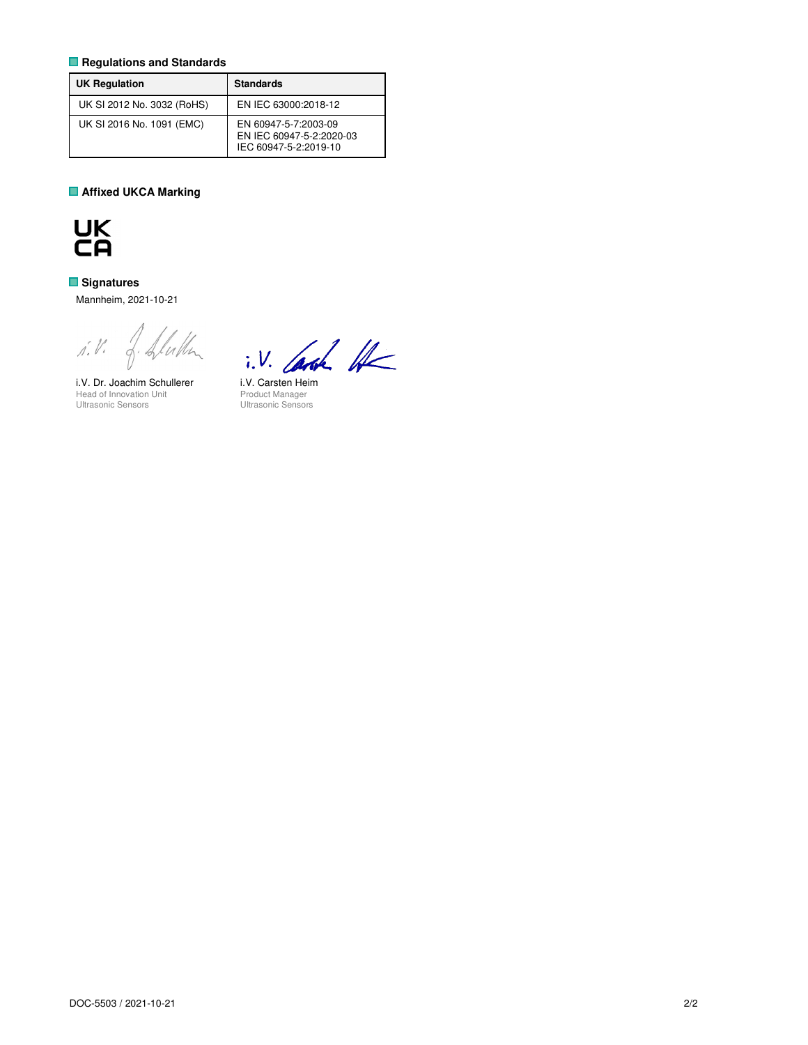## Regulations and Standards

| UK Regulation | Standards |
|---|---|
| UK SI 2012 No. 3032 (RoHS) | EN IEC 63000:2018-12 |
| UK SI 2016 No. 1091 (EMC) | EN 60947-5-7:2003-09<br>EN IEC 60947-5-2:2020-03<br>IEC 60947-5-2:2019-10 |

## Affixed UKCA Marking

UK
CA

## Signatures

Mannheim, 2021-10-21

i.V. Dr. Joachim Schullerer
Head of Innovation Unit
Ultrasonic Sensors

i.V. Carsten Heim
Product Manager
Ultrasonic Sensors

DOC-5503 / 2021-10-21